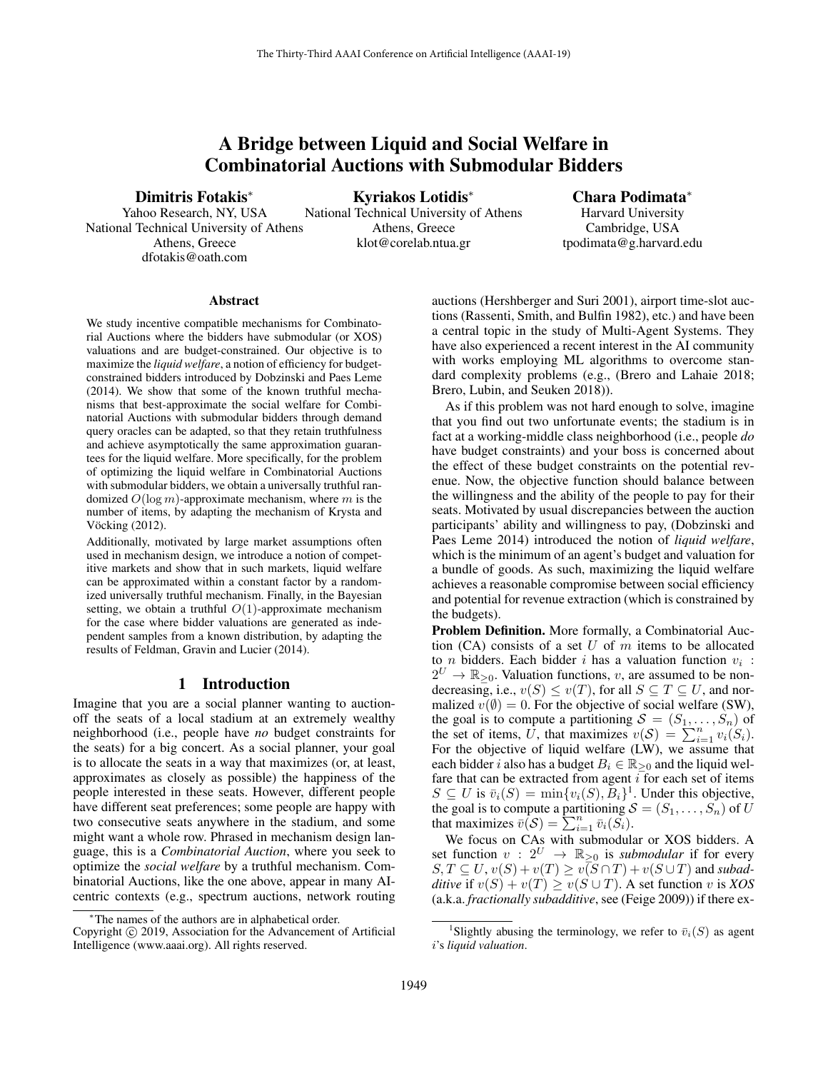# A Bridge between Liquid and Social Welfare in Combinatorial Auctions with Submodular Bidders

**Dimitris Fotakis**[*]
Yahoo Research, NY, USA
National Technical University of Athens
Athens, Greece
dfotakis@oath.com

**Kyriakos Lotidis**[*]
National Technical University of Athens
Athens, Greece
klot@corelab.ntua.gr

**Chara Podimata**[*]
Harvard University
Cambridge, USA
tpodimata@g.harvard.edu

## Abstract

We study incentive compatible mechanisms for Combinatorial Auctions where the bidders have submodular (or XOS) valuations and are budget-constrained. Our objective is to maximize the *liquid welfare*, a notion of efficiency for budget-constrained bidders introduced by Dobzinski and Paes Leme (2014). We show that some of the known truthful mechanisms that best-approximate the social welfare for Combinatorial Auctions with submodular bidders through demand query oracles can be adapted, so that they retain truthfulness and achieve asymptotically the same approximation guarantees for the liquid welfare. More specifically, for the problem of optimizing the liquid welfare in Combinatorial Auctions with submodular bidders, we obtain a universally truthful randomized $O(\log m)$-approximate mechanism, where $m$ is the number of items, by adapting the mechanism of Krysta and Vöcking (2012).

Additionally, motivated by large market assumptions often used in mechanism design, we introduce a notion of competitive markets and show that in such markets, liquid welfare can be approximated within a constant factor by a randomized universally truthful mechanism. Finally, in the Bayesian setting, we obtain a truthful $O(1)$-approximate mechanism for the case where bidder valuations are generated as independent samples from a known distribution, by adapting the results of Feldman, Gravin and Lucier (2014).

## 1 Introduction

Imagine that you are a social planner wanting to auction-off the seats of a local stadium at an extremely wealthy neighborhood (i.e., people have *no* budget constraints for the seats) for a big concert. As a social planner, your goal is to allocate the seats in a way that maximizes (or, at least, approximates as closely as possible) the happiness of the people interested in these seats. However, different people have different seat preferences; some people are happy with two consecutive seats anywhere in the stadium, and some might want a whole row. Phrased in mechanism design language, this is a *Combinatorial Auction*, where you seek to optimize the *social welfare* by a truthful mechanism. Combinatorial Auctions, like the one above, appear in many AI-centric contexts (e.g., spectrum auctions, network routing auctions (Hershberger and Suri 2001), airport time-slot auctions (Rassenti, Smith, and Bulfin 1982), etc.) and have been a central topic in the study of Multi-Agent Systems. They have also experienced a recent interest in the AI community with works employing ML algorithms to overcome standard complexity problems (e.g., (Brero and Lahaie 2018; Brero, Lubin, and Seuken 2018)).

As if this problem was not hard enough to solve, imagine that you find out two unfortunate events; the stadium is in fact at a working-middle class neighborhood (i.e., people *do* have budget constraints) and your boss is concerned about the effect of these budget constraints on the potential revenue. Now, the objective function should balance between the willingness and the ability of the people to pay for their seats. Motivated by usual discrepancies between the auction participants' ability and willingness to pay, (Dobzinski and Paes Leme 2014) introduced the notion of *liquid welfare*, which is the minimum of an agent's budget and valuation for a bundle of goods. As such, maximizing the liquid welfare achieves a reasonable compromise between social efficiency and potential for revenue extraction (which is constrained by the budgets).

**Problem Definition.** More formally, a Combinatorial Auction (CA) consists of a set $U$ of $m$ items to be allocated to $n$ bidders. Each bidder $i$ has a valuation function $v_i : 2^U \to \mathbb{R}_{\geq 0}$. Valuation functions, $v$, are assumed to be non-decreasing, i.e., $v(S) \leq v(T)$, for all $S \subseteq T \subseteq U$, and normalized $v(\emptyset) = 0$. For the objective of social welfare (SW), the goal is to compute a partitioning $\mathcal{S} = (S_1, \dots, S_n)$ of the set of items, $U$, that maximizes $v(\mathcal{S}) = \sum_{i=1}^n v_i(S_i)$. For the objective of liquid welfare (LW), we assume that each bidder $i$ also has a budget $B_i \in \mathbb{R}_{\geq 0}$ and the liquid welfare that can be extracted from agent $i$ for each set of items $S \subseteq U$ is $\bar{v}_i(S) = \min\{v_i(S), B_i\}$[1]. Under this objective, the goal is to compute a partitioning $\mathcal{S} = (S_1, \dots, S_n)$ of $U$ that maximizes $\bar{v}(\mathcal{S}) = \sum_{i=1}^n \bar{v}_i(S_i)$.

We focus on CAs with submodular or XOS bidders. A set function $v : 2^U \to \mathbb{R}_{\geq 0}$ is *submodular* if for every $S, T \subseteq U$, $v(S) + v(T) \geq v(S \cap T) + v(S \cup T)$ and *subadditive* if $v(S) + v(T) \geq v(S \cup T)$. A set function $v$ is *XOS* (a.k.a. *fractionally subadditive*, see (Feige 2009)) if there ex-

---

[*] The names of the authors are in alphabetical order.

Copyright © 2019, Association for the Advancement of Artificial Intelligence (www.aaai.org). All rights reserved.

[1] Slightly abusing the terminology, we refer to $\bar{v}_i(S)$ as agent $i$'s *liquid valuation*.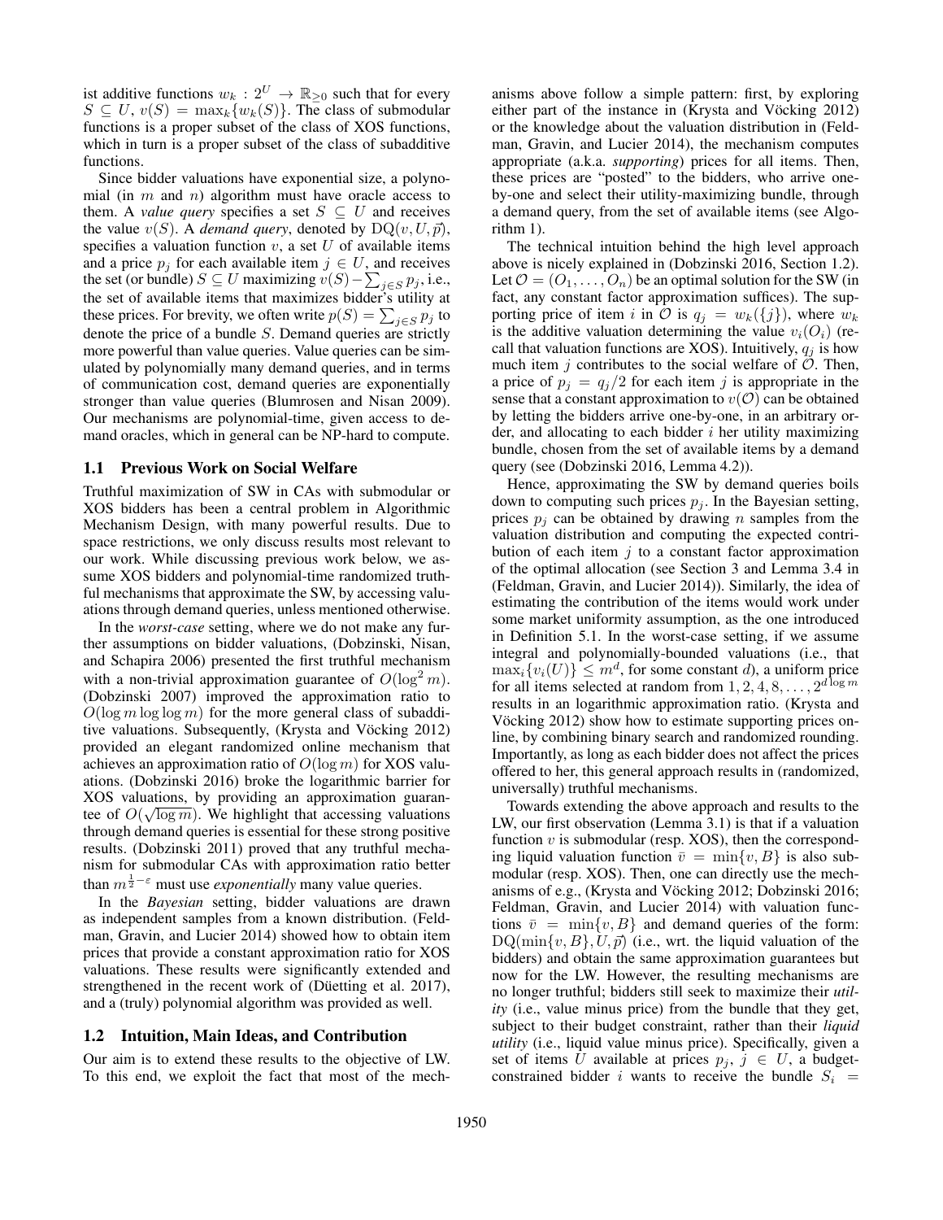ist additive functions $w_k : 2^U \to \mathbb{R}_{\geq 0}$ such that for every $S \subseteq U$, $v(S) = \max_k\{w_k(S)\}$. The class of submodular functions is a proper subset of the class of XOS functions, which in turn is a proper subset of the class of subadditive functions.

Since bidder valuations have exponential size, a polynomial (in $m$ and $n$) algorithm must have oracle access to them. A *value query* specifies a set $S \subseteq U$ and receives the value $v(S)$. A *demand query*, denoted by $\mathrm{DQ}(v, U, \vec{p})$, specifies a valuation function $v$, a set $U$ of available items and a price $p_j$ for each available item $j \in U$, and receives the set (or bundle) $S \subseteq U$ maximizing $v(S) - \sum_{j \in S} p_j$, i.e., the set of available items that maximizes bidder's utility at these prices. For brevity, we often write $p(S) = \sum_{j \in S} p_j$ to denote the price of a bundle $S$. Demand queries are strictly more powerful than value queries. Value queries can be simulated by polynomially many demand queries, and in terms of communication cost, demand queries are exponentially stronger than value queries (Blumrosen and Nisan 2009). Our mechanisms are polynomial-time, given access to demand oracles, which in general can be NP-hard to compute.

### 1.1 Previous Work on Social Welfare

Truthful maximization of SW in CAs with submodular or XOS bidders has been a central problem in Algorithmic Mechanism Design, with many powerful results. Due to space restrictions, we only discuss results most relevant to our work. While discussing previous work below, we assume XOS bidders and polynomial-time randomized truthful mechanisms that approximate the SW, by accessing valuations through demand queries, unless mentioned otherwise.

In the *worst-case* setting, where we do not make any further assumptions on bidder valuations, (Dobzinski, Nisan, and Schapira 2006) presented the first truthful mechanism with a non-trivial approximation guarantee of $O(\log^2 m)$. (Dobzinski 2007) improved the approximation ratio to $O(\log m \log\log m)$ for the more general class of subadditive valuations. Subsequently, (Krysta and Vöcking 2012) provided an elegant randomized online mechanism that achieves an approximation ratio of $O(\log m)$ for XOS valuations. (Dobzinski 2016) broke the logarithmic barrier for XOS valuations, by providing an approximation guarantee of $O(\sqrt{\log m})$. We highlight that accessing valuations through demand queries is essential for these strong positive results. (Dobzinski 2011) proved that any truthful mechanism for submodular CAs with approximation ratio better than $m^{\frac{1}{2}-\varepsilon}$ must use *exponentially* many value queries.

In the *Bayesian* setting, bidder valuations are drawn as independent samples from a known distribution. (Feldman, Gravin, and Lucier 2014) showed how to obtain item prices that provide a constant approximation ratio for XOS valuations. These results were significantly extended and strengthened in the recent work of (Düetting et al. 2017), and a (truly) polynomial algorithm was provided as well.

### 1.2 Intuition, Main Ideas, and Contribution

Our aim is to extend these results to the objective of LW. To this end, we exploit the fact that most of the mechanisms above follow a simple pattern: first, by exploring either part of the instance in (Krysta and Vöcking 2012) or the knowledge about the valuation distribution in (Feldman, Gravin, and Lucier 2014), the mechanism computes appropriate (a.k.a. *supporting*) prices for all items. Then, these prices are "posted" to the bidders, who arrive one-by-one and select their utility-maximizing bundle, through a demand query, from the set of available items (see Algorithm 1).

The technical intuition behind the high level approach above is nicely explained in (Dobzinski 2016, Section 1.2). Let $\mathcal{O} = (O_1, \ldots, O_n)$ be an optimal solution for the SW (in fact, any constant factor approximation suffices). The supporting price of item $i$ in $\mathcal{O}$ is $q_j = w_k(\{j\})$, where $w_k$ is the additive valuation determining the value $v_i(O_i)$ (recall that valuation functions are XOS). Intuitively, $q_j$ is how much item $j$ contributes to the social welfare of $\mathcal{O}$. Then, a price of $p_j = q_j/2$ for each item $j$ is appropriate in the sense that a constant approximation to $v(\mathcal{O})$ can be obtained by letting the bidders arrive one-by-one, in an arbitrary order, and allocating to each bidder $i$ her utility maximizing bundle, chosen from the set of available items by a demand query (see (Dobzinski 2016, Lemma 4.2)).

Hence, approximating the SW by demand queries boils down to computing such prices $p_j$. In the Bayesian setting, prices $p_j$ can be obtained by drawing $n$ samples from the valuation distribution and computing the expected contribution of each item $j$ to a constant factor approximation of the optimal allocation (see Section 3 and Lemma 3.4 in (Feldman, Gravin, and Lucier 2014)). Similarly, the idea of estimating the contribution of the items would work under some market uniformity assumption, as the one introduced in Definition 5.1. In the worst-case setting, if we assume integral and polynomially-bounded valuations (i.e., that $\max_i\{v_i(U)\} \leq m^d$, for some constant $d$), a uniform price for all items selected at random from $1, 2, 4, 8, \ldots, 2^{d \log m}$ results in an logarithmic approximation ratio. (Krysta and Vöcking 2012) show how to estimate supporting prices online, by combining binary search and randomized rounding. Importantly, as long as each bidder does not affect the prices offered to her, this general approach results in (randomized, universally) truthful mechanisms.

Towards extending the above approach and results to the LW, our first observation (Lemma 3.1) is that if a valuation function $v$ is submodular (resp. XOS), then the corresponding liquid valuation function $\bar{v} = \min\{v, B\}$ is also submodular (resp. XOS). Then, one can directly use the mechanisms of e.g., (Krysta and Vöcking 2012; Dobzinski 2016; Feldman, Gravin, and Lucier 2014) with valuation functions $\bar{v} = \min\{v, B\}$ and demand queries of the form: $\mathrm{DQ}(\min\{v, B\}, U, \vec{p})$ (i.e., wrt. the liquid valuation of the bidders) and obtain the same approximation guarantees but now for the LW. However, the resulting mechanisms are no longer truthful; bidders still seek to maximize their *utility* (i.e., value minus price) from the bundle that they get, subject to their budget constraint, rather than their *liquid utility* (i.e., liquid value minus price). Specifically, given a set of items $U$ available at prices $p_j$, $j \in U$, a budget-constrained bidder $i$ wants to receive the bundle $S_i =$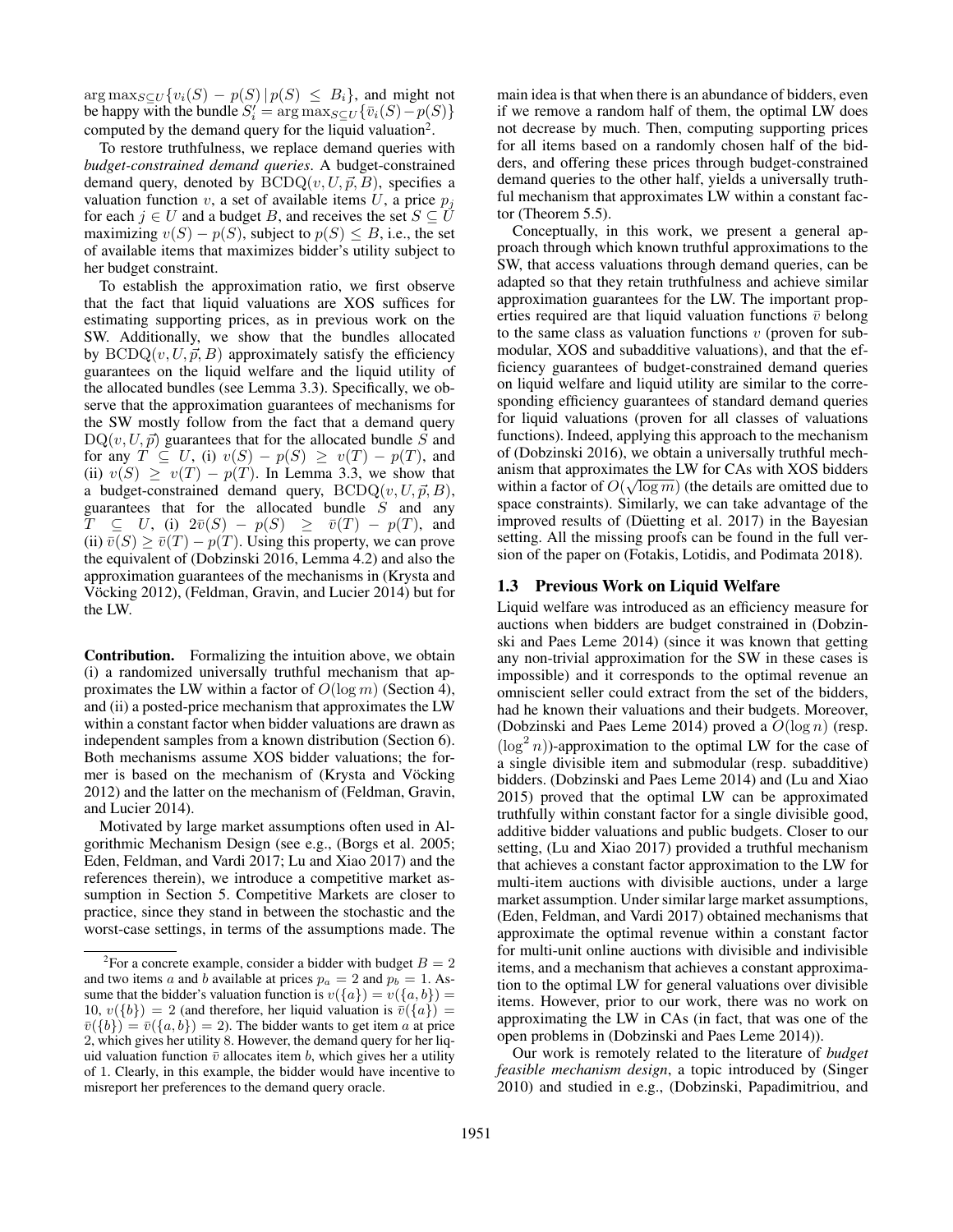$\arg\max_{S \subseteq U}\{v_i(S) - p(S) \,|\, p(S) \leq B_i\}$, and might not be happy with the bundle $S_i' = \arg\max_{S \subseteq U}\{\bar{v}_i(S) - p(S)\}$ computed by the demand query for the liquid valuation[2].

To restore truthfulness, we replace demand queries with *budget-constrained demand queries*. A budget-constrained demand query, denoted by $\text{BCDQ}(v, U, \vec{p}, B)$, specifies a valuation function $v$, a set of available items $U$, a price $p_j$ for each $j \in U$ and a budget $B$, and receives the set $S \subseteq U$ maximizing $v(S) - p(S)$, subject to $p(S) \leq B$, i.e., the set of available items that maximizes bidder's utility subject to her budget constraint.

To establish the approximation ratio, we first observe that the fact that liquid valuations are XOS suffices for estimating supporting prices, as in previous work on the SW. Additionally, we show that the bundles allocated by $\text{BCDQ}(v, U, \vec{p}, B)$ approximately satisfy the efficiency guarantees on the liquid welfare and the liquid utility of the allocated bundles (see Lemma 3.3). Specifically, we observe that the approximation guarantees of mechanisms for the SW mostly follow from the fact that a demand query $\text{DQ}(v, U, \vec{p})$ guarantees that for the allocated bundle $S$ and for any $T \subseteq U$, (i) $v(S) - p(S) \geq v(T) - p(T)$, and (ii) $v(S) \geq v(T) - p(T)$. In Lemma 3.3, we show that a budget-constrained demand query, $\text{BCDQ}(v, U, \vec{p}, B)$, guarantees that for the allocated bundle $S$ and any $T \subseteq U$, (i) $2\bar{v}(S) - p(S) \geq \bar{v}(T) - p(T)$, and (ii) $\bar{v}(S) \geq \bar{v}(T) - p(T)$. Using this property, we can prove the equivalent of (Dobzinski 2016, Lemma 4.2) and also the approximation guarantees of the mechanisms in (Krysta and Vöcking 2012), (Feldman, Gravin, and Lucier 2014) but for the LW.

**Contribution.** Formalizing the intuition above, we obtain (i) a randomized universally truthful mechanism that approximates the LW within a factor of $O(\log m)$ (Section 4), and (ii) a posted-price mechanism that approximates the LW within a constant factor when bidder valuations are drawn as independent samples from a known distribution (Section 6). Both mechanisms assume XOS bidder valuations; the former is based on the mechanism of (Krysta and Vöcking 2012) and the latter on the mechanism of (Feldman, Gravin, and Lucier 2014).

Motivated by large market assumptions often used in Algorithmic Mechanism Design (see e.g., (Borgs et al. 2005; Eden, Feldman, and Vardi 2017; Lu and Xiao 2017) and the references therein), we introduce a competitive market assumption in Section 5. Competitive Markets are closer to practice, since they stand in between the stochastic and the worst-case settings, in terms of the assumptions made. The main idea is that when there is an abundance of bidders, even if we remove a random half of them, the optimal LW does not decrease by much. Then, computing supporting prices for all items based on a randomly chosen half of the bidders, and offering these prices through budget-constrained demand queries to the other half, yields a universally truthful mechanism that approximates LW within a constant factor (Theorem 5.5).

Conceptually, in this work, we present a general approach through which known truthful approximations to the SW, that access valuations through demand queries, can be adapted so that they retain truthfulness and achieve similar approximation guarantees for the LW. The important properties required are that liquid valuation functions $\bar{v}$ belong to the same class as valuation functions $v$ (proven for submodular, XOS and subadditive valuations), and that the efficiency guarantees of budget-constrained demand queries on liquid welfare and liquid utility are similar to the corresponding efficiency guarantees of standard demand queries for liquid valuations (proven for all classes of valuations functions). Indeed, applying this approach to the mechanism of (Dobzinski 2016), we obtain a universally truthful mechanism that approximates the LW for CAs with XOS bidders within a factor of $O(\sqrt{\log m})$ (the details are omitted due to space constraints). Similarly, we can take advantage of the improved results of (Düetting et al. 2017) in the Bayesian setting. All the missing proofs can be found in the full version of the paper on (Fotakis, Lotidis, and Podimata 2018).

## 1.3 Previous Work on Liquid Welfare

Liquid welfare was introduced as an efficiency measure for auctions when bidders are budget constrained in (Dobzinski and Paes Leme 2014) (since it was known that getting any non-trivial approximation for the SW in these cases is impossible) and it corresponds to the optimal revenue an omniscient seller could extract from the set of the bidders, had he known their valuations and their budgets. Moreover, (Dobzinski and Paes Leme 2014) proved a $O(\log n)$ (resp. $(\log^2 n)$)-approximation to the optimal LW for the case of a single divisible item and submodular (resp. subadditive) bidders. (Dobzinski and Paes Leme 2014) and (Lu and Xiao 2015) proved that the optimal LW can be approximated truthfully within constant factor for a single divisible good, additive bidder valuations and public budgets. Closer to our setting, (Lu and Xiao 2017) provided a truthful mechanism that achieves a constant factor approximation to the LW for multi-item auctions with divisible auctions, under a large market assumption. Under similar large market assumptions, (Eden, Feldman, and Vardi 2017) obtained mechanisms that approximate the optimal revenue within a constant factor for multi-unit online auctions with divisible and indivisible items, and a mechanism that achieves a constant approximation to the optimal LW for general valuations over divisible items. However, prior to our work, there was no work on approximating the LW in CAs (in fact, that was one of the open problems in (Dobzinski and Paes Leme 2014)).

Our work is remotely related to the literature of *budget feasible mechanism design*, a topic introduced by (Singer 2010) and studied in e.g., (Dobzinski, Papadimitriou, and

[2]For a concrete example, consider a bidder with budget $B = 2$ and two items $a$ and $b$ available at prices $p_a = 2$ and $p_b = 1$. Assume that the bidder's valuation function is $v(\{a\}) = v(\{a, b\}) = 10$, $v(\{b\}) = 2$ (and therefore, her liquid valuation is $\bar{v}(\{a\}) = \bar{v}(\{b\}) = \bar{v}(\{a, b\}) = 2$). The bidder wants to get item $a$ at price 2, which gives her utility 8. However, the demand query for her liquid valuation function $\bar{v}$ allocates item $b$, which gives her a utility of 1. Clearly, in this example, the bidder would have incentive to misreport her preferences to the demand query oracle.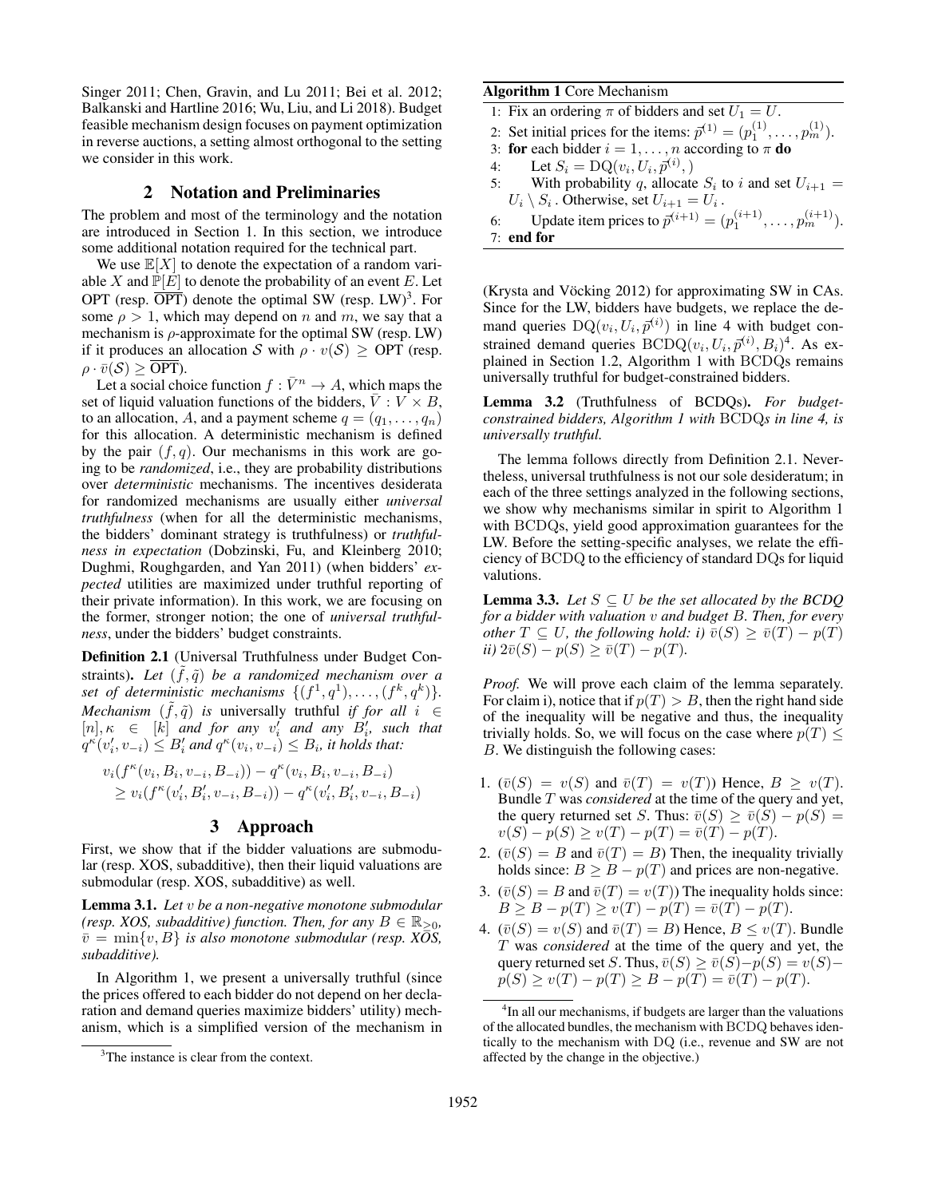Singer 2011; Chen, Gravin, and Lu 2011; Bei et al. 2012; Balkanski and Hartline 2016; Wu, Liu, and Li 2018). Budget feasible mechanism design focuses on payment optimization in reverse auctions, a setting almost orthogonal to the setting we consider in this work.

## 2 Notation and Preliminaries

The problem and most of the terminology and the notation are introduced in Section 1. In this section, we introduce some additional notation required for the technical part.

We use $\mathbb{E}[X]$ to denote the expectation of a random variable $X$ and $\mathbb{P}[E]$ to denote the probability of an event $E$. Let OPT (resp. $\overline{\text{OPT}}$) denote the optimal SW (resp. LW)[3]. For some $\rho > 1$, which may depend on $n$ and $m$, we say that a mechanism is $\rho$-approximate for the optimal SW (resp. LW) if it produces an allocation $\mathcal{S}$ with $\rho \cdot v(\mathcal{S}) \geq \text{OPT}$ (resp. $\rho \cdot \bar{v}(\mathcal{S}) \geq \overline{\text{OPT}}$).

Let a social choice function $f : \bar{V}^n \to A$, which maps the set of liquid valuation functions of the bidders, $\bar{V} : V \times B$, to an allocation, $A$, and a payment scheme $q = (q_1, \ldots, q_n)$ for this allocation. A deterministic mechanism is defined by the pair $(f, q)$. Our mechanisms in this work are going to be *randomized*, i.e., they are probability distributions over *deterministic* mechanisms. The incentives desiderata for randomized mechanisms are usually either *universal truthfulness* (when for all the deterministic mechanisms, the bidders' dominant strategy is truthfulness) or *truthfulness in expectation* (Dobzinski, Fu, and Kleinberg 2010; Dughmi, Roughgarden, and Yan 2011) (when bidders' *expected* utilities are maximized under truthful reporting of their private information). In this work, we are focusing on the former, stronger notion; the one of *universal truthfulness*, under the bidders' budget constraints.

**Definition 2.1** (Universal Truthfulness under Budget Constraints). *Let $(\tilde{f}, \tilde{q})$ be a randomized mechanism over a set of deterministic mechanisms $\{(f^1, q^1), \ldots, (f^k, q^k)\}$. Mechanism $(\tilde{f}, \tilde{q})$ is* universally truthful *if for all $i \in [n], \kappa \in [k]$ and for any $v_i'$ and any $B_i'$, such that $q^\kappa(v_i', v_{-i}) \leq B_i'$ and $q^\kappa(v_i, v_{-i}) \leq B_i$, it holds that:*

$$v_i(f^\kappa(v_i, B_i, v_{-i}, B_{-i})) - q^\kappa(v_i, B_i, v_{-i}, B_{-i}) \geq v_i(f^\kappa(v_i', B_i', v_{-i}, B_{-i})) - q^\kappa(v_i', B_i', v_{-i}, B_{-i})$$

## 3 Approach

First, we show that if the bidder valuations are submodular (resp. XOS, subadditive), then their liquid valuations are submodular (resp. XOS, subadditive) as well.

**Lemma 3.1.** *Let $v$ be a non-negative monotone submodular (resp. XOS, subadditive) function. Then, for any $B \in \mathbb{R}_{\geq 0}$, $\bar{v} = \min\{v, B\}$ is also monotone submodular (resp. XOS, subadditive).*

In Algorithm 1, we present a universally truthful (since the prices offered to each bidder do not depend on her declaration and demand queries maximize bidders' utility) mechanism, which is a simplified version of the mechanism in (Krysta and Vöcking 2012) for approximating SW in CAs. Since for the LW, bidders have budgets, we replace the demand queries $\text{DQ}(v_i, U_i, \vec{p}^{(i)})$ in line 4 with budget constrained demand queries $\text{BCDQ}(v_i, U_i, \vec{p}^{(i)}, B_i)$[4]. As explained in Section 1.2, Algorithm 1 with BCDQs remains universally truthful for budget-constrained bidders.

**Algorithm 1** Core Mechanism

1: Fix an ordering $\pi$ of bidders and set $U_1 = U$.
2: Set initial prices for the items: $\vec{p}^{(1)} = (p_1^{(1)}, \ldots, p_m^{(1)})$.
3: **for** each bidder $i = 1, \ldots, n$ according to $\pi$ **do**
4: Let $S_i = \text{DQ}(v_i, U_i, \vec{p}^{(i)},)$
5: With probability $q$, allocate $S_i$ to $i$ and set $U_{i+1} = U_i \setminus S_i$. Otherwise, set $U_{i+1} = U_i$.
6: Update item prices to $\vec{p}^{(i+1)} = (p_1^{(i+1)}, \ldots, p_m^{(i+1)})$.
7: **end for**

**Lemma 3.2** (Truthfulness of BCDQs). *For budget-constrained bidders, Algorithm 1 with BCDQs in line 4, is universally truthful.*

The lemma follows directly from Definition 2.1. Nevertheless, universal truthfulness is not our sole desideratum; in each of the three settings analyzed in the following sections, we show why mechanisms similar in spirit to Algorithm 1 with BCDQs, yield good approximation guarantees for the LW. Before the setting-specific analyses, we relate the efficiency of BCDQ to the efficiency of standard DQs for liquid valutions.

**Lemma 3.3.** *Let $S \subseteq U$ be the set allocated by the BCDQ for a bidder with valuation $v$ and budget $B$. Then, for every other $T \subseteq U$, the following hold: i) $\bar{v}(S) \geq \bar{v}(T) - p(T)$ ii) $2\bar{v}(S) - p(S) \geq \bar{v}(T) - p(T)$.*

*Proof.* We will prove each claim of the lemma separately. For claim i), notice that if $p(T) > B$, then the right hand side of the inequality will be negative and thus, the inequality trivially holds. So, we will focus on the case where $p(T) \leq B$. We distinguish the following cases:

1. ($\bar{v}(S) = v(S)$ and $\bar{v}(T) = v(T)$) Hence, $B \geq v(T)$. Bundle $T$ was *considered* at the time of the query and yet, the query returned set $S$. Thus: $\bar{v}(S) \geq \bar{v}(S) - p(S) = v(S) - p(S) \geq v(T) - p(T) = \bar{v}(T) - p(T)$.
2. ($\bar{v}(S) = B$ and $\bar{v}(T) = B$) Then, the inequality trivially holds since: $B \geq B - p(T)$ and prices are non-negative.
3. ($\bar{v}(S) = B$ and $\bar{v}(T) = v(T)$) The inequality holds since: $B \geq B - p(T) \geq v(T) - p(T) = \bar{v}(T) - p(T)$.
4. ($\bar{v}(S) = v(S)$ and $\bar{v}(T) = B$) Hence, $B \leq v(T)$. Bundle $T$ was *considered* at the time of the query and yet, the query returned set $S$. Thus, $\bar{v}(S) \geq \bar{v}(S) - p(S) = v(S) - p(S) \geq v(T) - p(T) \geq B - p(T) = \bar{v}(T) - p(T)$.

---

[3] The instance is clear from the context.

[4] In all our mechanisms, if budgets are larger than the valuations of the allocated bundles, the mechanism with BCDQ behaves identically to the mechanism with DQ (i.e., revenue and SW are not affected by the change in the objective.)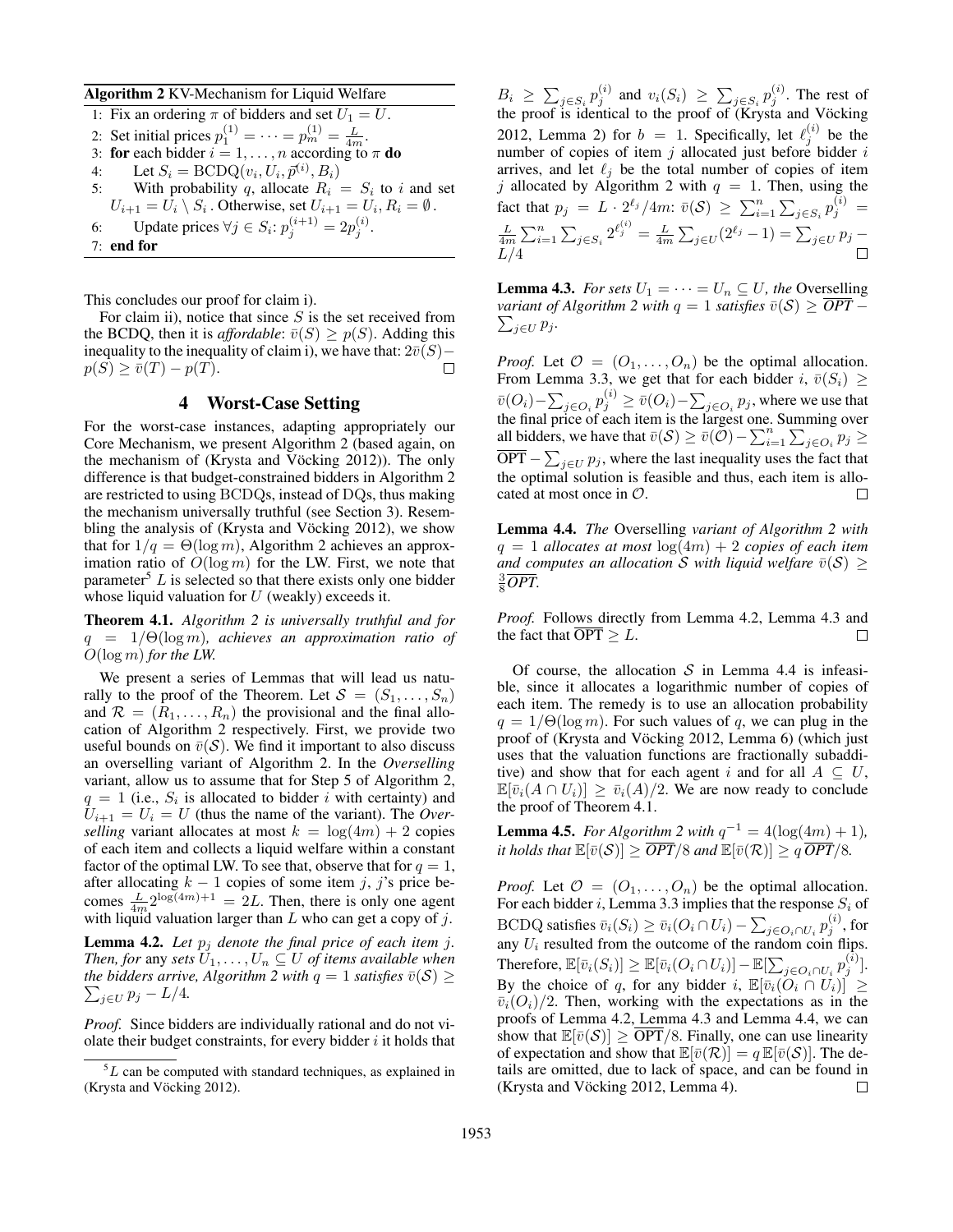**Algorithm 2** KV-Mechanism for Liquid Welfare

1: Fix an ordering $\pi$ of bidders and set $U_1 = U$.
2: Set initial prices $p_1^{(1)} = \cdots = p_m^{(1)} = \frac{L}{4m}$.
3: **for** each bidder $i = 1, \ldots, n$ according to $\pi$ **do**
4: Let $S_i = \mathrm{BCDQ}(v_i, U_i, \vec{p}^{(i)}, B_i)$
5: With probability $q$, allocate $R_i = S_i$ to $i$ and set $U_{i+1} = U_i \setminus S_i$. Otherwise, set $U_{i+1} = U_i, R_i = \emptyset$.
6: Update prices $\forall j \in S_i$: $p_j^{(i+1)} = 2p_j^{(i)}$.
7: **end for**

This concludes our proof for claim i).

For claim ii), notice that since $S$ is the set received from the BCDQ, then it is *affordable*: $\bar{v}(S) \geq p(S)$. Adding this inequality to the inequality of claim i), we have that: $2\bar{v}(S) - p(S) \geq \bar{v}(T) - p(T)$. □

## 4 Worst-Case Setting

For the worst-case instances, adapting appropriately our Core Mechanism, we present Algorithm 2 (based again, on the mechanism of (Krysta and Vöcking 2012)). The only difference is that budget-constrained bidders in Algorithm 2 are restricted to using BCDQs, instead of DQs, thus making the mechanism universally truthful (see Section 3). Resembling the analysis of (Krysta and Vöcking 2012), we show that for $1/q = \Theta(\log m)$, Algorithm 2 achieves an approximation ratio of $O(\log m)$ for the LW. First, we note that parameter[5] $L$ is selected so that there exists only one bidder whose liquid valuation for $U$ (weakly) exceeds it.

**Theorem 4.1.** *Algorithm 2 is universally truthful and for $q = 1/\Theta(\log m)$, achieves an approximation ratio of $O(\log m)$ for the LW.*

We present a series of Lemmas that will lead us naturally to the proof of the Theorem. Let $\mathcal{S} = (S_1, \ldots, S_n)$ and $\mathcal{R} = (R_1, \ldots, R_n)$ the provisional and the final allocation of Algorithm 2 respectively. First, we provide two useful bounds on $\bar{v}(\mathcal{S})$. We find it important to also discuss an overselling variant of Algorithm 2. In the *Overselling* variant, allow us to assume that for Step 5 of Algorithm 2, $q = 1$ (i.e., $S_i$ is allocated to bidder $i$ with certainty) and $U_{i+1} = U_i = U$ (thus the name of the variant). The *Overselling* variant allocates at most $k = \log(4m) + 2$ copies of each item and collects a liquid welfare within a constant factor of the optimal LW. To see that, observe that for $q = 1$, after allocating $k - 1$ copies of some item $j$, $j$'s price becomes $\frac{L}{4m} 2^{\log(4m)+1} = 2L$. Then, there is only one agent with liquid valuation larger than $L$ who can get a copy of $j$.

**Lemma 4.2.** *Let $p_j$ denote the final price of each item $j$. Then, for any sets $U_1, \ldots, U_n \subseteq U$ of items available when the bidders arrive, Algorithm 2 with $q = 1$ satisfies $\bar{v}(\mathcal{S}) \geq \sum_{j \in U} p_j - L/4$.*

*Proof.* Since bidders are individually rational and do not violate their budget constraints, for every bidder $i$ it holds that $B_i \geq \sum_{j \in S_i} p_j^{(i)}$ and $v_i(S_i) \geq \sum_{j \in S_i} p_j^{(i)}$. The rest of the proof is identical to the proof of (Krysta and Vöcking 2012, Lemma 2) for $b = 1$. Specifically, let $\ell_j^{(i)}$ be the number of copies of item $j$ allocated just before bidder $i$ arrives, and let $\ell_j$ be the total number of copies of item $j$ allocated by Algorithm 2 with $q = 1$. Then, using the fact that $p_j = L \cdot 2^{\ell_j}/4m$: $\bar{v}(\mathcal{S}) \geq \sum_{i=1}^{n} \sum_{j \in S_i} p_j^{(i)} = \frac{L}{4m} \sum_{i=1}^{n} \sum_{j \in S_i} 2^{\ell_j^{(i)}} = \frac{L}{4m} \sum_{j \in U} (2^{\ell_j} - 1) = \sum_{j \in U} p_j - L/4$ □

**Lemma 4.3.** *For sets $U_1 = \cdots = U_n \subseteq U$, the* Overselling *variant of Algorithm 2 with $q = 1$ satisfies $\bar{v}(\mathcal{S}) \geq \overline{OPT} - \sum_{j \in U} p_j$.*

*Proof.* Let $\mathcal{O} = (O_1, \ldots, O_n)$ be the optimal allocation. From Lemma 3.3, we get that for each bidder $i$, $\bar{v}(S_i) \geq \bar{v}(O_i) - \sum_{j \in O_i} p_j^{(i)} \geq \bar{v}(O_i) - \sum_{j \in O_i} p_j$, where we use that the final price of each item is the largest one. Summing over all bidders, we have that $\bar{v}(\mathcal{S}) \geq \bar{v}(\mathcal{O}) - \sum_{i=1}^{n} \sum_{j \in O_i} p_j \geq \overline{\mathrm{OPT}} - \sum_{j \in U} p_j$, where the last inequality uses the fact that the optimal solution is feasible and thus, each item is allocated at most once in $\mathcal{O}$. □

**Lemma 4.4.** *The* Overselling *variant of Algorithm 2 with $q = 1$ allocates at most $\log(4m) + 2$ copies of each item and computes an allocation $\mathcal{S}$ with liquid welfare $\bar{v}(\mathcal{S}) \geq \frac{3}{8}\overline{OPT}$.*

*Proof.* Follows directly from Lemma 4.2, Lemma 4.3 and the fact that $\overline{\mathrm{OPT}} \geq L$. □

Of course, the allocation $\mathcal{S}$ in Lemma 4.4 is infeasible, since it allocates a logarithmic number of copies of each item. The remedy is to use an allocation probability $q = 1/\Theta(\log m)$. For such values of $q$, we can plug in the proof of (Krysta and Vöcking 2012, Lemma 6) (which just uses that the valuation functions are fractionally subadditive) and show that for each agent $i$ and for all $A \subseteq U$, $\mathbb{E}[\bar{v}_i(A \cap U_i)] \geq \bar{v}_i(A)/2$. We are now ready to conclude the proof of Theorem 4.1.

**Lemma 4.5.** *For Algorithm 2 with $q^{-1} = 4(\log(4m) + 1)$, it holds that $\mathbb{E}[\bar{v}(\mathcal{S})] \geq \overline{OPT}/8$ and $\mathbb{E}[\bar{v}(\mathcal{R})] \geq q\,\overline{OPT}/8$.*

*Proof.* Let $\mathcal{O} = (O_1, \ldots, O_n)$ be the optimal allocation. For each bidder $i$, Lemma 3.3 implies that the response $S_i$ of BCDQ satisfies $\bar{v}_i(S_i) \geq \bar{v}_i(O_i \cap U_i) - \sum_{j \in O_i \cap U_i} p_j^{(i)}$, for any $U_i$ resulted from the outcome of the random coin flips. Therefore, $\mathbb{E}[\bar{v}_i(S_i)] \geq \mathbb{E}[\bar{v}_i(O_i \cap U_i)] - \mathbb{E}[\sum_{j \in O_i \cap U_i} p_j^{(i)}]$. By the choice of $q$, for any bidder $i$, $\mathbb{E}[\bar{v}_i(O_i \cap U_i)] \geq \bar{v}_i(O_i)/2$. Then, working with the expectations as in the proofs of Lemma 4.2, Lemma 4.3 and Lemma 4.4, we can show that $\mathbb{E}[\bar{v}(\mathcal{S})] \geq \overline{\mathrm{OPT}}/8$. Finally, one can use linearity of expectation and show that $\mathbb{E}[\bar{v}(\mathcal{R})] = q\,\mathbb{E}[\bar{v}(\mathcal{S})]$. The details are omitted, due to lack of space, and can be found in (Krysta and Vöcking 2012, Lemma 4). □

[5] $L$ can be computed with standard techniques, as explained in (Krysta and Vöcking 2012).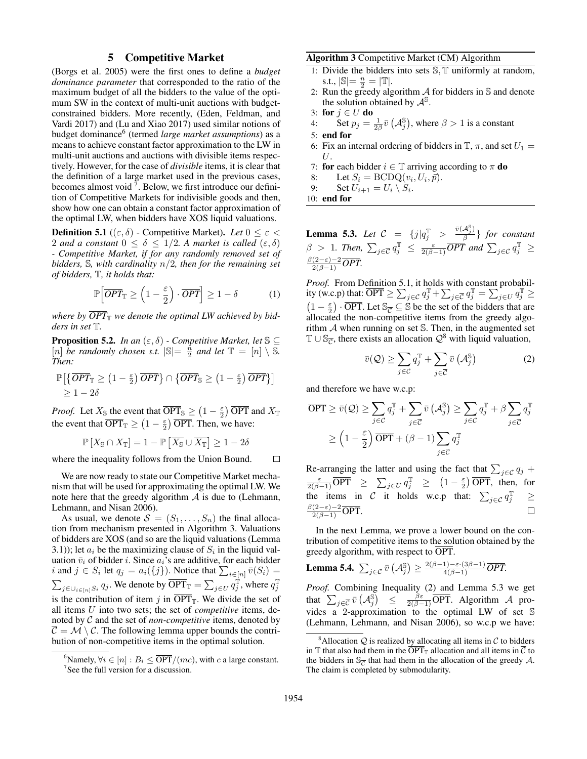## 5 Competitive Market

(Borgs et al. 2005) were the first ones to define a *budget dominance parameter* that corresponded to the ratio of the maximum budget of all the bidders to the value of the optimum SW in the context of multi-unit auctions with budget-constrained bidders. More recently, (Eden, Feldman, and Vardi 2017) and (Lu and Xiao 2017) used similar notions of budget dominance[6] (termed *large market assumptions*) as a means to achieve constant factor approximation to the LW in multi-unit auctions and auctions with divisible items respectively. However, for the case of *divisible* items, it is clear that the definition of a large market used in the previous cases, becomes almost void [7]. Below, we first introduce our definition of Competitive Markets for indivisible goods and then, show how one can obtain a constant factor approximation of the optimal LW, when bidders have XOS liquid valuations.

**Definition 5.1** (($\varepsilon, \delta$) - Competitive Market). *Let $0 \leq \varepsilon < 2$ and a constant $0 \leq \delta \leq 1/2$. A market is called $(\varepsilon, \delta)$ - Competitive Market, if for any randomly removed set of bidders, $\mathbb{S}$, with cardinality $n/2$, then for the remaining set of bidders, $\mathbb{T}$, it holds that:*

$$\mathbb{P}\Big[\overline{OPT}_{\mathbb{T}} \geq \Big(1 - \frac{\varepsilon}{2}\Big) \cdot \overline{OPT}\Big] \geq 1 - \delta \tag{1}$$

*where by $\overline{OPT}_{\mathbb{T}}$ we denote the optimal LW achieved by bidders in set $\mathbb{T}$.*

**Proposition 5.2.** *In an $(\varepsilon, \delta)$ - Competitive Market, let $\mathbb{S} \subseteq [n]$ be randomly chosen s.t. $|\mathbb{S}| = \frac{n}{2}$ and let $\mathbb{T} = [n] \setminus \mathbb{S}$. Then:*

$$\mathbb{P}\big[\big\{\overline{OPT}_{\mathbb{T}} \geq \big(1 - \tfrac{\varepsilon}{2}\big)\overline{OPT}\big\} \cap \big\{\overline{OPT}_{\mathbb{S}} \geq \big(1 - \tfrac{\varepsilon}{2}\big)\overline{OPT}\big\}\big] \geq 1 - 2\delta$$

*Proof.* Let $X_{\mathbb{S}}$ the event that $\overline{\mathrm{OPT}}_{\mathbb{S}} \geq \left(1 - \frac{\varepsilon}{2}\right)\overline{\mathrm{OPT}}$ and $X_{\mathbb{T}}$ the event that $\overline{\mathrm{OPT}}_{\mathbb{T}} \geq \left(1 - \frac{\varepsilon}{2}\right)\overline{\mathrm{OPT}}$. Then, we have:

$$\mathbb{P}\left[X_{\mathbb{S}} \cap X_{\mathbb{T}}\right] = 1 - \mathbb{P}\left[\overline{X_{\mathbb{S}}} \cup \overline{X_{\mathbb{T}}}\right] \geq 1 - 2\delta$$

where the inequality follows from the Union Bound. □

We are now ready to state our Competitive Market mechanism that will be used for approximating the optimal LW. We note here that the greedy algorithm $\mathcal{A}$ is due to (Lehmann, Lehmann, and Nisan 2006).

As usual, we denote $\mathcal{S} = (S_1, \ldots, S_n)$ the final allocation from mechanism presented in Algorithm 3. Valuations of bidders are XOS (and so are the liquid valuations (Lemma 3.1)); let $a_i$ be the maximizing clause of $S_i$ in the liquid valuation $\bar{v}_i$ of bidder $i$. Since $a_i$'s are additive, for each bidder $i$ and $j \in S_i$ let $q_j = a_i(\{j\})$. Notice that $\sum_{i \in [n]} \bar{v}(S_i) = \sum_{j \in \cup_{i \in [n]} S_i} q_j$. We denote by $\overline{\mathrm{OPT}}_{\mathbb{T}} = \sum_{j \in U} q_j^{\mathbb{T}}$, where $q_j^{\mathbb{T}}$ is the contribution of item $j$ in $\overline{\mathrm{OPT}}_{\mathbb{T}}$. We divide the set of all items $U$ into two sets; the set of *competitive* items, denoted by $\mathcal{C}$ and the set of *non-competitive* items, denoted by $\overline{\mathcal{C}} = \mathcal{M} \setminus \mathcal{C}$. The following lemma upper bounds the contribution of non-competitive items in the optimal solution.

[6] Namely, $\forall i \in [n] : B_i \leq \overline{\mathrm{OPT}}/(mc)$, with $c$ a large constant.

[7] See the full version for a discussion.

**Algorithm 3** Competitive Market (CM) Algorithm

1: Divide the bidders into sets $\mathbb{S}, \mathbb{T}$ uniformly at random, s.t., $|\mathbb{S}| = \frac{n}{2} = |\mathbb{T}|$.
2: Run the greedy algorithm $\mathcal{A}$ for bidders in $\mathbb{S}$ and denote the solution obtained by $\mathcal{A}^{\mathbb{S}}$.
3: **for** $j \in U$ **do**
4: Set $p_j = \frac{1}{2\beta}\bar{v}\left(\mathcal{A}_j^{\mathbb{S}}\right)$, where $\beta > 1$ is a constant
5: **end for**
6: Fix an internal ordering of bidders in $\mathbb{T}$, $\pi$, and set $U_1 = U$.
7: **for** each bidder $i \in \mathbb{T}$ arriving according to $\pi$ **do**
8: Let $S_i = \mathrm{BCDQ}(v_i, U_i, \vec{p})$.
9: Set $U_{i+1} = U_i \setminus S_i$.
10: **end for**

**Lemma 5.3.** *Let $\mathcal{C} = \{j | q_j^{\mathbb{T}} > \frac{\bar{v}(\mathcal{A}_j^{\mathbb{S}})}{\beta}\}$ for constant $\beta > 1$. Then, $\sum_{j \in \overline{\mathcal{C}}} q_j^{\mathbb{T}} \leq \frac{\varepsilon}{2(\beta - 1)}\overline{OPT}$ and $\sum_{j \in \mathcal{C}} q_j^{\mathbb{T}} \geq \frac{\beta(2-\varepsilon)-2}{2(\beta-1)}\overline{OPT}$.*

*Proof.* From Definition 5.1, it holds with constant probability (w.c.p) that: $\overline{\mathrm{OPT}} \geq \sum_{j \in \mathcal{C}} q_j^{\mathbb{T}} + \sum_{j \in \overline{\mathcal{C}}} q_j^{\mathbb{T}} = \sum_{j \in U} q_j^{\mathbb{T}} \geq \left(1 - \frac{\varepsilon}{2}\right) \cdot \overline{\mathrm{OPT}}$. Let $\mathbb{S}_{\overline{\mathcal{C}}} \subseteq \mathbb{S}$ be the set of the bidders that are allocated the non-competitive items from the greedy algorithm $\mathcal{A}$ when running on set $\mathbb{S}$. Then, in the augmented set $\mathbb{T} \cup \mathbb{S}_{\overline{\mathcal{C}}}$, there exists an allocation $\mathcal{Q}$[8] with liquid valuation,

$$\bar{v}(\mathcal{Q}) \geq \sum_{j \in \mathcal{C}} q_j^{\mathbb{T}} + \sum_{j \in \overline{\mathcal{C}}} \bar{v}\left(\mathcal{A}_j^{\mathbb{S}}\right) \tag{2}$$

and therefore we have w.c.p:

$$\begin{aligned}\overline{\mathrm{OPT}} &\geq \bar{v}(\mathcal{Q}) \geq \sum_{j \in \mathcal{C}} q_j^{\mathbb{T}} + \sum_{j \in \overline{\mathcal{C}}} \bar{v}\left(\mathcal{A}_j^{\mathbb{S}}\right) \geq \sum_{j \in \mathcal{C}} q_j^{\mathbb{T}} + \beta \sum_{j \in \overline{\mathcal{C}}} q_j^{\mathbb{T}} \\ &\geq \left(1 - \frac{\varepsilon}{2}\right)\overline{\mathrm{OPT}} + (\beta - 1)\sum_{j \in \overline{\mathcal{C}}} q_j^{\mathbb{T}}\end{aligned}$$

Re-arranging the latter and using the fact that $\sum_{j \in \mathcal{C}} q_j + \frac{\varepsilon}{2(\beta-1)}\overline{\mathrm{OPT}} \geq \sum_{j \in U} q_j^{\mathbb{T}} \geq \left(1 - \frac{\varepsilon}{2}\right)\overline{\mathrm{OPT}}$, then, for the items in $\mathcal{C}$ it holds w.c.p that: $\sum_{j \in \mathcal{C}} q_j^{\mathbb{T}} \geq \frac{\beta(2-\varepsilon)-2}{2(\beta-1)}\overline{\mathrm{OPT}}$. □

In the next Lemma, we prove a lower bound on the contribution of competitive items to the solution obtained by the greedy algorithm, with respect to $\overline{\mathrm{OPT}}$.

**Lemma 5.4.** $\sum_{j \in \mathcal{C}} \bar{v}\left(\mathcal{A}_j^{\mathbb{S}}\right) \geq \frac{2(\beta-1)-\varepsilon\cdot(3\beta-1)}{4(\beta-1)}\overline{OPT}$.

*Proof.* Combining Inequality (2) and Lemma 5.3 we get that $\sum_{j \in \overline{\mathcal{C}}} \bar{v}\left(\mathcal{A}_j^{\mathbb{S}}\right) \leq \frac{\beta\varepsilon}{2(\beta-1)}\overline{\mathrm{OPT}}$. Algorithm $\mathcal{A}$ provides a 2-approximation to the optimal LW of set $\mathbb{S}$ (Lehmann, Lehmann, and Nisan 2006), so w.c.p we have:

[8] Allocation $\mathcal{Q}$ is realized by allocating all items in $\mathcal{C}$ to bidders in $\mathbb{T}$ that also had them in the $\overline{\mathrm{OPT}}_{\mathbb{T}}$ allocation and all items in $\overline{\mathcal{C}}$ to the bidders in $\mathbb{S}_{\overline{\mathcal{C}}}$ that had them in the allocation of the greedy $\mathcal{A}$. The claim is completed by submodularity.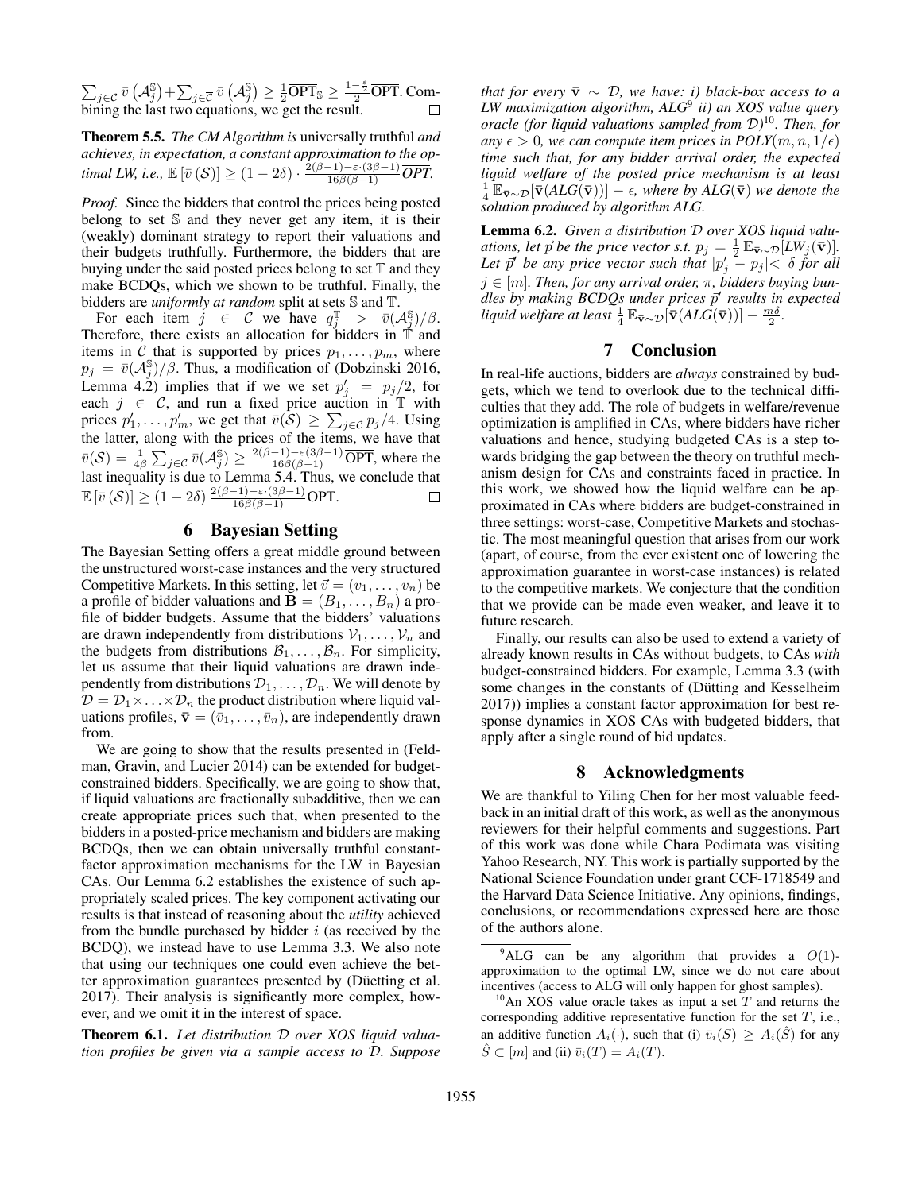$\sum_{j \in \mathcal{C}} \bar{v}\left(\mathcal{A}_j^{\mathbb{S}}\right) + \sum_{j \in \overline{\mathcal{C}}} \bar{v}\left(\mathcal{A}_j^{\mathbb{S}}\right) \geq \frac{1}{2}\overline{\text{OPT}}_{\mathbb{S}} \geq \frac{1-\frac{\varepsilon}{2}}{2}\overline{\text{OPT}}$. Combining the last two equations, we get the result. □

**Theorem 5.5.** *The CM Algorithm is* universally truthful *and achieves, in expectation, a constant approximation to the optimal LW, i.e.,* $\mathbb{E}\left[\bar{v}\left(\mathcal{S}\right)\right] \geq (1-2\delta) \cdot \frac{2(\beta-1)-\varepsilon\cdot(3\beta-1)}{16\beta(\beta-1)}\overline{OPT}$.

*Proof.* Since the bidders that control the prices being posted belong to set $\mathbb{S}$ and they never get any item, it is their (weakly) dominant strategy to report their valuations and their budgets truthfully. Furthermore, the bidders that are buying under the said posted prices belong to set $\mathbb{T}$ and they make BCDQs, which we shown to be truthful. Finally, the bidders are *uniformly at random* split at sets $\mathbb{S}$ and $\mathbb{T}$.

For each item $j \in \mathcal{C}$ we have $q_j^{\mathbb{T}} > \bar{v}(\mathcal{A}_j^{\mathbb{S}})/\beta$. Therefore, there exists an allocation for bidders in $\mathbb{T}$ and items in $\mathcal{C}$ that is supported by prices $p_1, \ldots, p_m$, where $p_j = \bar{v}(\mathcal{A}_j^{\mathbb{S}})/\beta$. Thus, a modification of (Dobzinski 2016, Lemma 4.2) implies that if we we set $p'_j = p_j/2$, for each $j \in \mathcal{C}$, and run a fixed price auction in $\mathbb{T}$ with prices $p'_1, \ldots, p'_m$, we get that $\bar{v}(\mathcal{S}) \geq \sum_{j\in\mathcal{C}} p_j/4$. Using the latter, along with the prices of the items, we have that $\bar{v}(\mathcal{S}) = \frac{1}{4\beta}\sum_{j\in\mathcal{C}} \bar{v}(\mathcal{A}_j^{\mathbb{S}}) \geq \frac{2(\beta-1)-\varepsilon(3\beta-1)}{16\beta(\beta-1)}\overline{\text{OPT}}$, where the last inequality is due to Lemma 5.4. Thus, we conclude that $\mathbb{E}\left[\bar{v}\left(\mathcal{S}\right)\right] \geq (1-2\delta)\frac{2(\beta-1)-\varepsilon\cdot(3\beta-1)}{16\beta(\beta-1)}\overline{\text{OPT}}$. □

## 6 Bayesian Setting

The Bayesian Setting offers a great middle ground between the unstructured worst-case instances and the very structured Competitive Markets. In this setting, let $\vec{v} = (v_1, \ldots, v_n)$ be a profile of bidder valuations and $\mathbf{B} = (B_1, \ldots, B_n)$ a profile of bidder budgets. Assume that the bidders' valuations are drawn independently from distributions $\mathcal{V}_1, \ldots, \mathcal{V}_n$ and the budgets from distributions $\mathcal{B}_1, \ldots, \mathcal{B}_n$. For simplicity, let us assume that their liquid valuations are drawn independently from distributions $\mathcal{D}_1, \ldots, \mathcal{D}_n$. We will denote by $\mathcal{D} = \mathcal{D}_1 \times \ldots \times \mathcal{D}_n$ the product distribution where liquid valuations profiles, $\bar{\mathbf{v}} = (\bar{v}_1, \ldots, \bar{v}_n)$, are independently drawn from.

We are going to show that the results presented in (Feldman, Gravin, and Lucier 2014) can be extended for budget-constrained bidders. Specifically, we are going to show that, if liquid valuations are fractionally subadditive, then we can create appropriate prices such that, when presented to the bidders in a posted-price mechanism and bidders are making BCDQs, then we can obtain universally truthful constant-factor approximation mechanisms for the LW in Bayesian CAs. Our Lemma 6.2 establishes the existence of such appropriately scaled prices. The key component activating our results is that instead of reasoning about the *utility* achieved from the bundle purchased by bidder $i$ (as received by the BCDQ), we instead have to use Lemma 3.3. We also note that using our techniques one could even achieve the better approximation guarantees presented by (Düetting et al. 2017). Their analysis is significantly more complex, however, and we omit it in the interest of space.

**Theorem 6.1.** *Let distribution $\mathcal{D}$ over XOS liquid valuation profiles be given via a sample access to $\mathcal{D}$. Suppose that for every $\bar{\mathbf{v}} \sim \mathcal{D}$, we have: i) black-box access to a LW maximization algorithm, ALG[9] ii) an XOS value query oracle (for liquid valuations sampled from $\mathcal{D}$)[10]. Then, for any $\epsilon > 0$, we can compute item prices in $POLY(m, n, 1/\epsilon)$ time such that, for any bidder arrival order, the expected liquid welfare of the posted price mechanism is at least $\frac{1}{4}\mathbb{E}_{\bar{\mathbf{v}}\sim\mathcal{D}}[\bar{\mathbf{v}}(ALG(\bar{\mathbf{v}}))] - \epsilon$, where by $ALG(\bar{\mathbf{v}})$ we denote the solution produced by algorithm ALG.*

**Lemma 6.2.** *Given a distribution $\mathcal{D}$ over XOS liquid valuations, let $\vec{p}$ be the price vector s.t. $p_j = \frac{1}{2}\mathbb{E}_{\bar{\mathbf{v}}\sim\mathcal{D}}[LW_j(\bar{\mathbf{v}})]$. Let $\vec{p}'$ be any price vector such that $|p'_j - p_j| < \delta$ for all $j \in [m]$. Then, for any arrival order, $\pi$, bidders buying bundles by making BCDQs under prices $\vec{p}'$ results in expected liquid welfare at least $\frac{1}{4}\mathbb{E}_{\bar{\mathbf{v}}\sim\mathcal{D}}[\bar{\mathbf{v}}(ALG(\bar{\mathbf{v}}))] - \frac{m\delta}{2}$.*

## 7 Conclusion

In real-life auctions, bidders are *always* constrained by budgets, which we tend to overlook due to the technical difficulties that they add. The role of budgets in welfare/revenue optimization is amplified in CAs, where bidders have richer valuations and hence, studying budgeted CAs is a step towards bridging the gap between the theory on truthful mechanism design for CAs and constraints faced in practice. In this work, we showed how the liquid welfare can be approximated in CAs where bidders are budget-constrained in three settings: worst-case, Competitive Markets and stochastic. The most meaningful question that arises from our work (apart, of course, from the ever existent one of lowering the approximation guarantee in worst-case instances) is related to the competitive markets. We conjecture that the condition that we provide can be made even weaker, and leave it to future research.

Finally, our results can also be used to extend a variety of already known results in CAs without budgets, to CAs *with* budget-constrained bidders. For example, Lemma 3.3 (with some changes in the constants of (Dütting and Kesselheim 2017)) implies a constant factor approximation for best response dynamics in XOS CAs with budgeted bidders, that apply after a single round of bid updates.

## 8 Acknowledgments

We are thankful to Yiling Chen for her most valuable feedback in an initial draft of this work, as well as the anonymous reviewers for their helpful comments and suggestions. Part of this work was done while Chara Podimata was visiting Yahoo Research, NY. This work is partially supported by the National Science Foundation under grant CCF-1718549 and the Harvard Data Science Initiative. Any opinions, findings, conclusions, or recommendations expressed here are those of the authors alone.

[9] ALG can be any algorithm that provides a $O(1)$-approximation to the optimal LW, since we do not care about incentives (access to ALG will only happen for ghost samples).

[10] An XOS value oracle takes as input a set $T$ and returns the corresponding additive representative function for the set $T$, i.e., an additive function $A_i(\cdot)$, such that (i) $\bar{v}_i(S) \geq A_i(\hat{S})$ for any $\hat{S} \subset [m]$ and (ii) $\bar{v}_i(T) = A_i(T)$.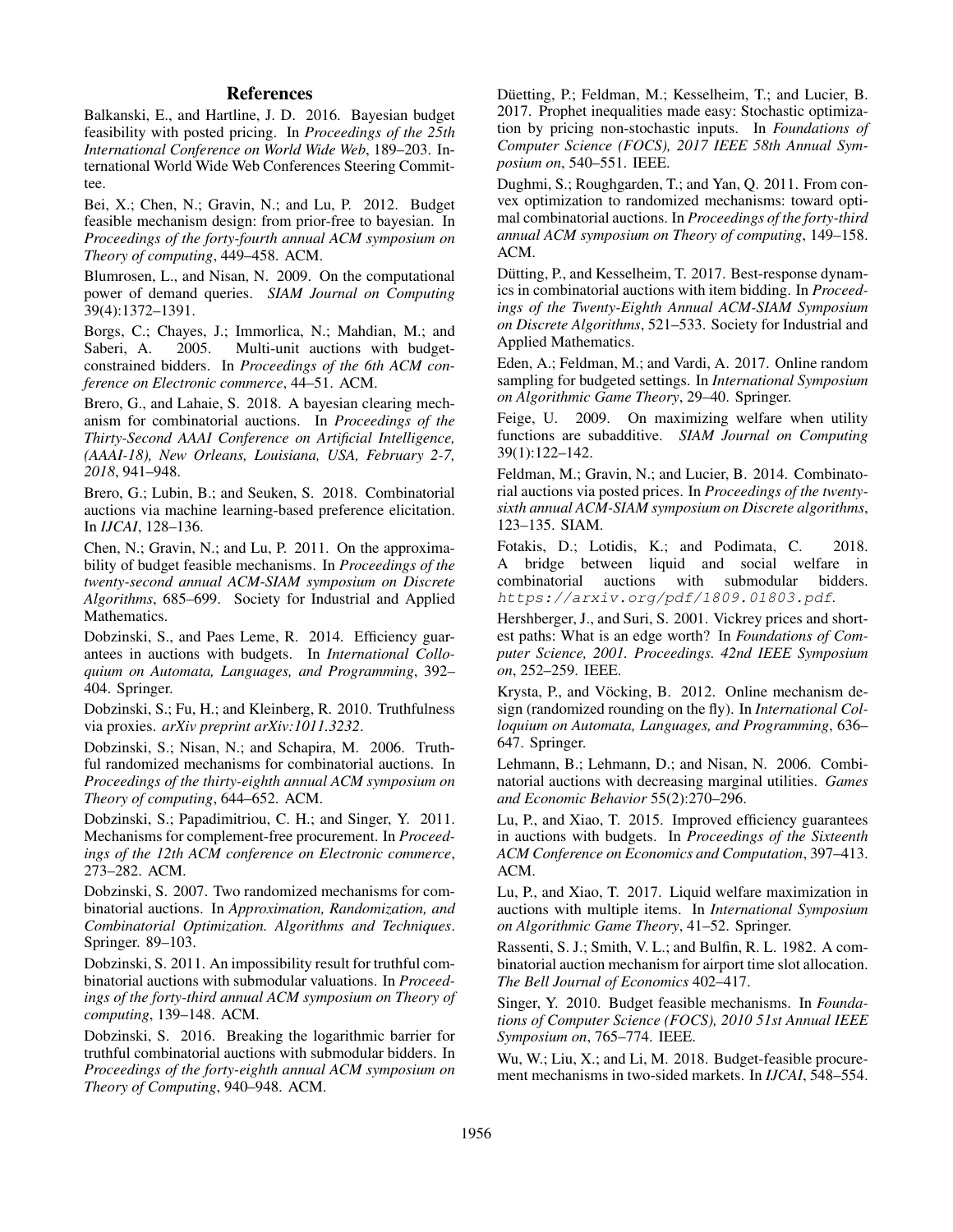## References

Balkanski, E., and Hartline, J. D. 2016. Bayesian budget feasibility with posted pricing. In *Proceedings of the 25th International Conference on World Wide Web*, 189–203. International World Wide Web Conferences Steering Committee.

Bei, X.; Chen, N.; Gravin, N.; and Lu, P. 2012. Budget feasible mechanism design: from prior-free to bayesian. In *Proceedings of the forty-fourth annual ACM symposium on Theory of computing*, 449–458. ACM.

Blumrosen, L., and Nisan, N. 2009. On the computational power of demand queries. *SIAM Journal on Computing* 39(4):1372–1391.

Borgs, C.; Chayes, J.; Immorlica, N.; Mahdian, M.; and Saberi, A. 2005. Multi-unit auctions with budget-constrained bidders. In *Proceedings of the 6th ACM conference on Electronic commerce*, 44–51. ACM.

Brero, G., and Lahaie, S. 2018. A bayesian clearing mechanism for combinatorial auctions. In *Proceedings of the Thirty-Second AAAI Conference on Artificial Intelligence, (AAAI-18), New Orleans, Louisiana, USA, February 2-7, 2018*, 941–948.

Brero, G.; Lubin, B.; and Seuken, S. 2018. Combinatorial auctions via machine learning-based preference elicitation. In *IJCAI*, 128–136.

Chen, N.; Gravin, N.; and Lu, P. 2011. On the approximability of budget feasible mechanisms. In *Proceedings of the twenty-second annual ACM-SIAM symposium on Discrete Algorithms*, 685–699. Society for Industrial and Applied Mathematics.

Dobzinski, S., and Paes Leme, R. 2014. Efficiency guarantees in auctions with budgets. In *International Colloquium on Automata, Languages, and Programming*, 392–404. Springer.

Dobzinski, S.; Fu, H.; and Kleinberg, R. 2010. Truthfulness via proxies. *arXiv preprint arXiv:1011.3232*.

Dobzinski, S.; Nisan, N.; and Schapira, M. 2006. Truthful randomized mechanisms for combinatorial auctions. In *Proceedings of the thirty-eighth annual ACM symposium on Theory of computing*, 644–652. ACM.

Dobzinski, S.; Papadimitriou, C. H.; and Singer, Y. 2011. Mechanisms for complement-free procurement. In *Proceedings of the 12th ACM conference on Electronic commerce*, 273–282. ACM.

Dobzinski, S. 2007. Two randomized mechanisms for combinatorial auctions. In *Approximation, Randomization, and Combinatorial Optimization. Algorithms and Techniques*. Springer. 89–103.

Dobzinski, S. 2011. An impossibility result for truthful combinatorial auctions with submodular valuations. In *Proceedings of the forty-third annual ACM symposium on Theory of computing*, 139–148. ACM.

Dobzinski, S. 2016. Breaking the logarithmic barrier for truthful combinatorial auctions with submodular bidders. In *Proceedings of the forty-eighth annual ACM symposium on Theory of Computing*, 940–948. ACM.

Düetting, P.; Feldman, M.; Kesselheim, T.; and Lucier, B. 2017. Prophet inequalities made easy: Stochastic optimization by pricing non-stochastic inputs. In *Foundations of Computer Science (FOCS), 2017 IEEE 58th Annual Symposium on*, 540–551. IEEE.

Dughmi, S.; Roughgarden, T.; and Yan, Q. 2011. From convex optimization to randomized mechanisms: toward optimal combinatorial auctions. In *Proceedings of the forty-third annual ACM symposium on Theory of computing*, 149–158. ACM.

Dütting, P., and Kesselheim, T. 2017. Best-response dynamics in combinatorial auctions with item bidding. In *Proceedings of the Twenty-Eighth Annual ACM-SIAM Symposium on Discrete Algorithms*, 521–533. Society for Industrial and Applied Mathematics.

Eden, A.; Feldman, M.; and Vardi, A. 2017. Online random sampling for budgeted settings. In *International Symposium on Algorithmic Game Theory*, 29–40. Springer.

Feige, U. 2009. On maximizing welfare when utility functions are subadditive. *SIAM Journal on Computing* 39(1):122–142.

Feldman, M.; Gravin, N.; and Lucier, B. 2014. Combinatorial auctions via posted prices. In *Proceedings of the twenty-sixth annual ACM-SIAM symposium on Discrete algorithms*, 123–135. SIAM.

Fotakis, D.; Lotidis, K.; and Podimata, C. 2018. A bridge between liquid and social welfare in combinatorial auctions with submodular bidders. *https://arxiv.org/pdf/1809.01803.pdf*.

Hershberger, J., and Suri, S. 2001. Vickrey prices and shortest paths: What is an edge worth? In *Foundations of Computer Science, 2001. Proceedings. 42nd IEEE Symposium on*, 252–259. IEEE.

Krysta, P., and Vöcking, B. 2012. Online mechanism design (randomized rounding on the fly). In *International Colloquium on Automata, Languages, and Programming*, 636–647. Springer.

Lehmann, B.; Lehmann, D.; and Nisan, N. 2006. Combinatorial auctions with decreasing marginal utilities. *Games and Economic Behavior* 55(2):270–296.

Lu, P., and Xiao, T. 2015. Improved efficiency guarantees in auctions with budgets. In *Proceedings of the Sixteenth ACM Conference on Economics and Computation*, 397–413. ACM.

Lu, P., and Xiao, T. 2017. Liquid welfare maximization in auctions with multiple items. In *International Symposium on Algorithmic Game Theory*, 41–52. Springer.

Rassenti, S. J.; Smith, V. L.; and Bulfin, R. L. 1982. A combinatorial auction mechanism for airport time slot allocation. *The Bell Journal of Economics* 402–417.

Singer, Y. 2010. Budget feasible mechanisms. In *Foundations of Computer Science (FOCS), 2010 51st Annual IEEE Symposium on*, 765–774. IEEE.

Wu, W.; Liu, X.; and Li, M. 2018. Budget-feasible procurement mechanisms in two-sided markets. In *IJCAI*, 548–554.